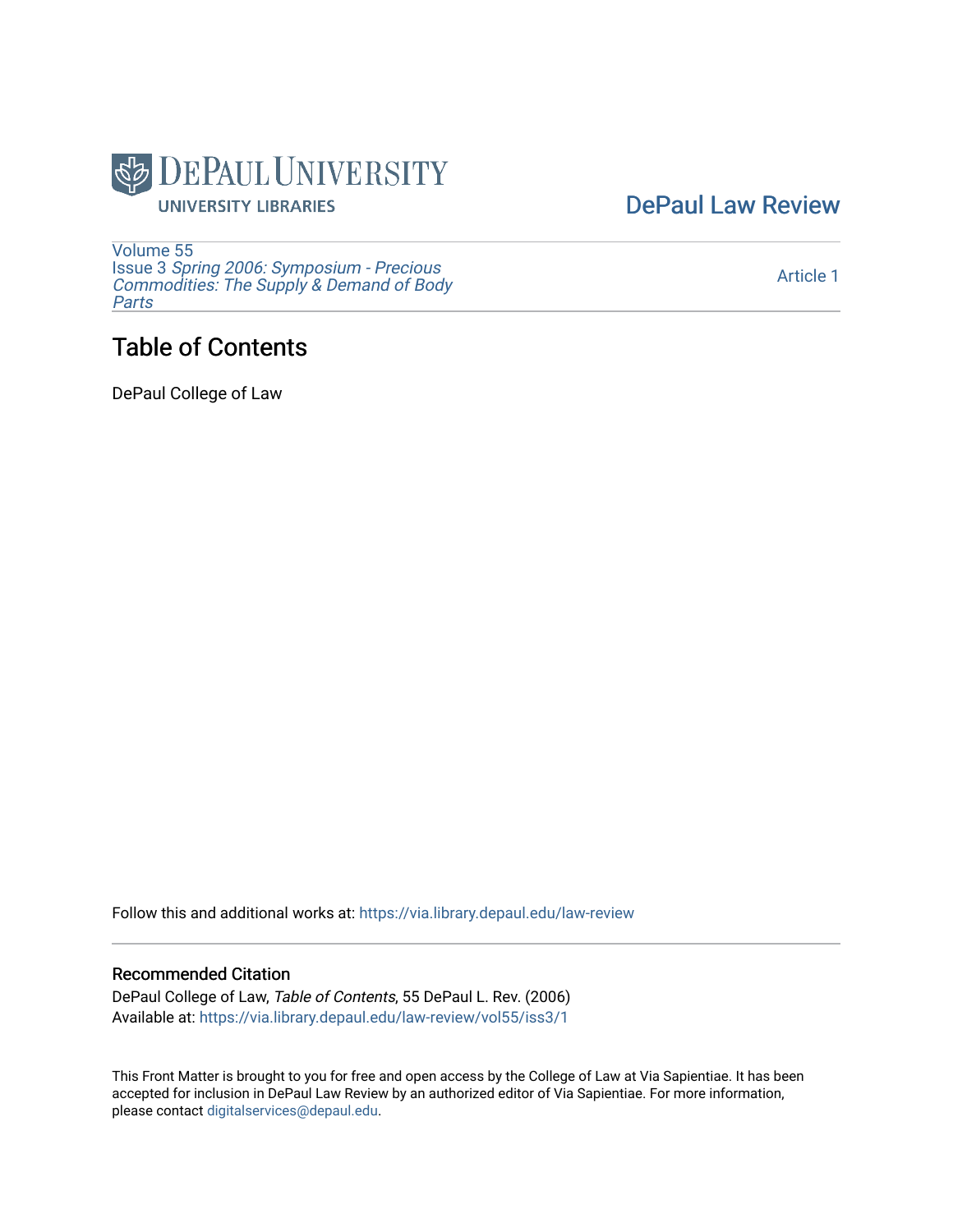DePaul University
UNIVERSITY LIBRARIES

DePaul Law Review

Volume 55
Issue 3 *Spring 2006: Symposium - Precious Commodities: The Supply & Demand of Body Parts*

Article 1

# Table of Contents

DePaul College of Law

Follow this and additional works at: https://via.library.depaul.edu/law-review

## Recommended Citation

DePaul College of Law, *Table of Contents*, 55 DePaul L. Rev. (2006)
Available at: https://via.library.depaul.edu/law-review/vol55/iss3/1

This Front Matter is brought to you for free and open access by the College of Law at Via Sapientiae. It has been accepted for inclusion in DePaul Law Review by an authorized editor of Via Sapientiae. For more information, please contact digitalservices@depaul.edu.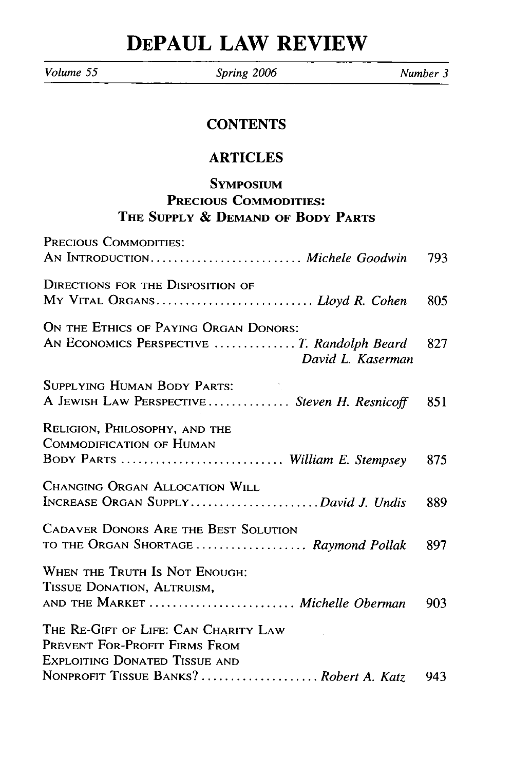# DEPAUL LAW REVIEW

Volume 55 | Spring 2006 | Number 3

## CONTENTS

## ARTICLES

### SYMPOSIUM
### PRECIOUS COMMODITIES: THE SUPPLY & DEMAND OF BODY PARTS

PRECIOUS COMMODITIES: AN INTRODUCTION .......................... *Michele Goodwin* 793

DIRECTIONS FOR THE DISPOSITION OF MY VITAL ORGANS ........................... *Lloyd R. Cohen* 805

ON THE ETHICS OF PAYING ORGAN DONORS: AN ECONOMICS PERSPECTIVE ............. *T. Randolph Beard*, *David L. Kaserman* 827

SUPPLYING HUMAN BODY PARTS: A JEWISH LAW PERSPECTIVE .............. *Steven H. Resnicoff* 851

RELIGION, PHILOSOPHY, AND THE COMMODIFICATION OF HUMAN BODY PARTS ............................ *William E. Stempsey* 875

CHANGING ORGAN ALLOCATION WILL INCREASE ORGAN SUPPLY ...................... *David J. Undis* 889

CADAVER DONORS ARE THE BEST SOLUTION TO THE ORGAN SHORTAGE ................... *Raymond Pollak* 897

WHEN THE TRUTH IS NOT ENOUGH: TISSUE DONATION, ALTRUISM, AND THE MARKET ......................... *Michelle Oberman* 903

THE RE-GIFT OF LIFE: CAN CHARITY LAW PREVENT FOR-PROFIT FIRMS FROM EXPLOITING DONATED TISSUE AND NONPROFIT TISSUE BANKS? .................... *Robert A. Katz* 943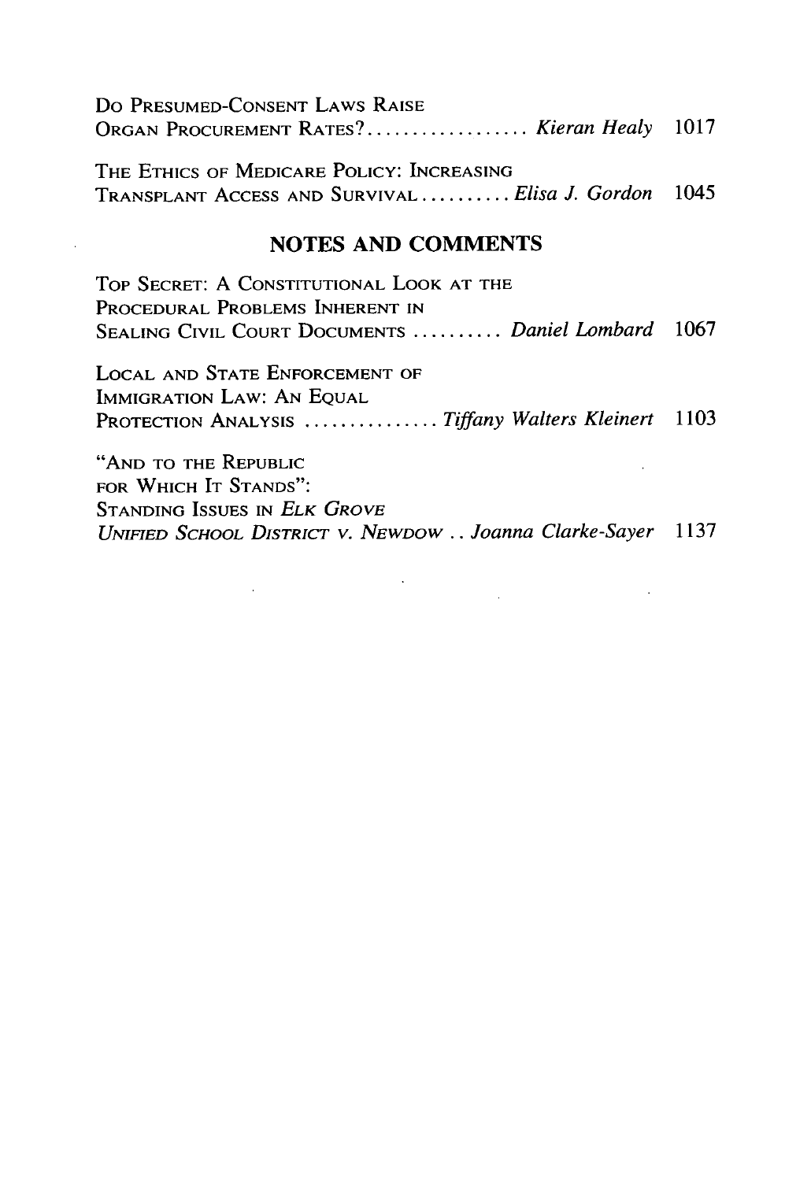Do Presumed-Consent Laws Raise Organ Procurement Rates? .................. *Kieran Healy* 1017

The Ethics of Medicare Policy: Increasing Transplant Access and Survival .......... *Elisa J. Gordon* 1045

## NOTES AND COMMENTS

Top Secret: A Constitutional Look at the Procedural Problems Inherent in Sealing Civil Court Documents .......... *Daniel Lombard* 1067

Local and State Enforcement of Immigration Law: An Equal Protection Analysis ............... *Tiffany Walters Kleinert* 1103

"And to the Republic for Which It Stands": Standing Issues in *Elk Grove Unified School District v. Newdow* .. *Joanna Clarke-Sayer* 1137